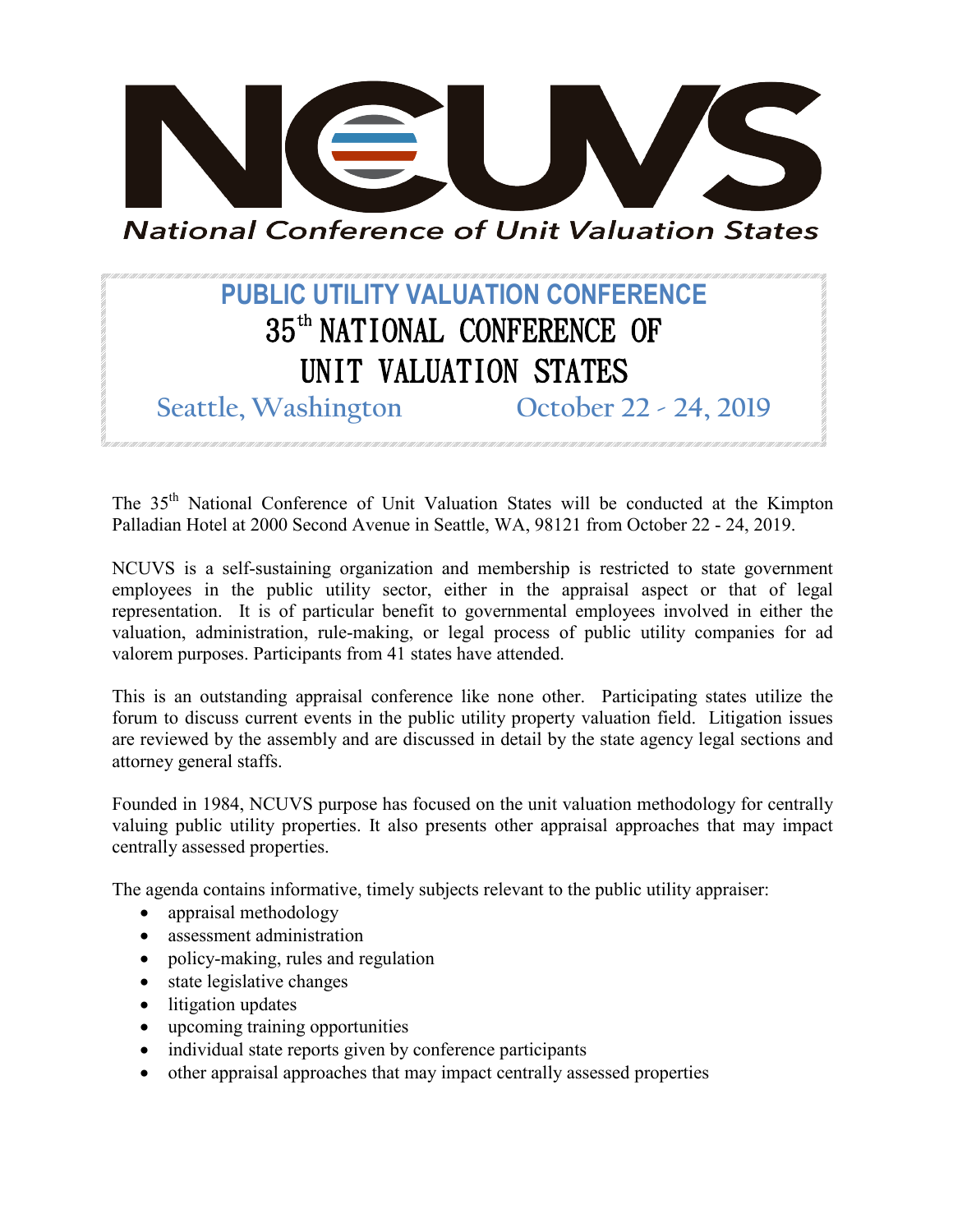# NCUVS

*National Conference of Unit Valuation States*

## PUBLIC UTILITY VALUATION CONFERENCE

## 35th NATIONAL CONFERENCE OF UNIT VALUATION STATES

**Seattle, Washington** **October 22 - 24, 2019**

The 35th National Conference of Unit Valuation States will be conducted at the Kimpton Palladian Hotel at 2000 Second Avenue in Seattle, WA, 98121 from October 22 - 24, 2019.

NCUVS is a self-sustaining organization and membership is restricted to state government employees in the public utility sector, either in the appraisal aspect or that of legal representation. It is of particular benefit to governmental employees involved in either the valuation, administration, rule-making, or legal process of public utility companies for ad valorem purposes. Participants from 41 states have attended.

This is an outstanding appraisal conference like none other. Participating states utilize the forum to discuss current events in the public utility property valuation field. Litigation issues are reviewed by the assembly and are discussed in detail by the state agency legal sections and attorney general staffs.

Founded in 1984, NCUVS purpose has focused on the unit valuation methodology for centrally valuing public utility properties. It also presents other appraisal approaches that may impact centrally assessed properties.

The agenda contains informative, timely subjects relevant to the public utility appraiser:

- appraisal methodology
- assessment administration
- policy-making, rules and regulation
- state legislative changes
- litigation updates
- upcoming training opportunities
- individual state reports given by conference participants
- other appraisal approaches that may impact centrally assessed properties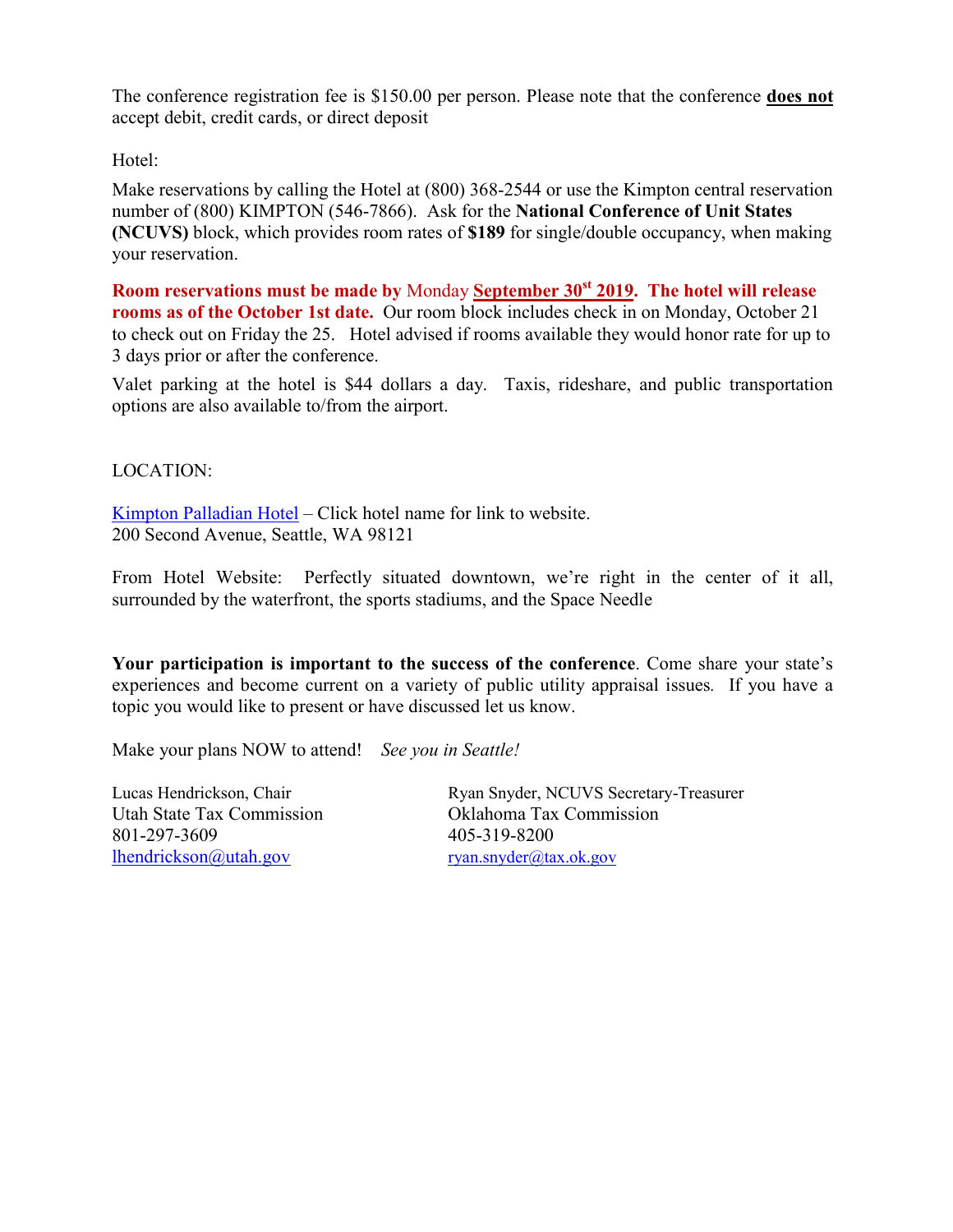The conference registration fee is $150.00 per person. Please note that the conference **does not** accept debit, credit cards, or direct deposit

Hotel:

Make reservations by calling the Hotel at (800) 368-2544 or use the Kimpton central reservation number of (800) KIMPTON (546-7866). Ask for the **National Conference of Unit States (NCUVS)** block, which provides room rates of **$189** for single/double occupancy, when making your reservation.

**Room reservations must be made by** Monday **September 30st 2019. The hotel will release rooms as of the October 1st date.** Our room block includes check in on Monday, October 21 to check out on Friday the 25. Hotel advised if rooms available they would honor rate for up to 3 days prior or after the conference.

Valet parking at the hotel is $44 dollars a day. Taxis, rideshare, and public transportation options are also available to/from the airport.

LOCATION:

Kimpton Palladian Hotel – Click hotel name for link to website.
200 Second Avenue, Seattle, WA 98121

From Hotel Website: Perfectly situated downtown, we're right in the center of it all, surrounded by the waterfront, the sports stadiums, and the Space Needle

**Your participation is important to the success of the conference**. Come share your state's experiences and become current on a variety of public utility appraisal issues. If you have a topic you would like to present or have discussed let us know.

Make your plans NOW to attend! *See you in Seattle!*

Lucas Hendrickson, Chair
Utah State Tax Commission
801-297-3609
lhendrickson@utah.gov

Ryan Snyder, NCUVS Secretary-Treasurer
Oklahoma Tax Commission
405-319-8200
ryan.snyder@tax.ok.gov